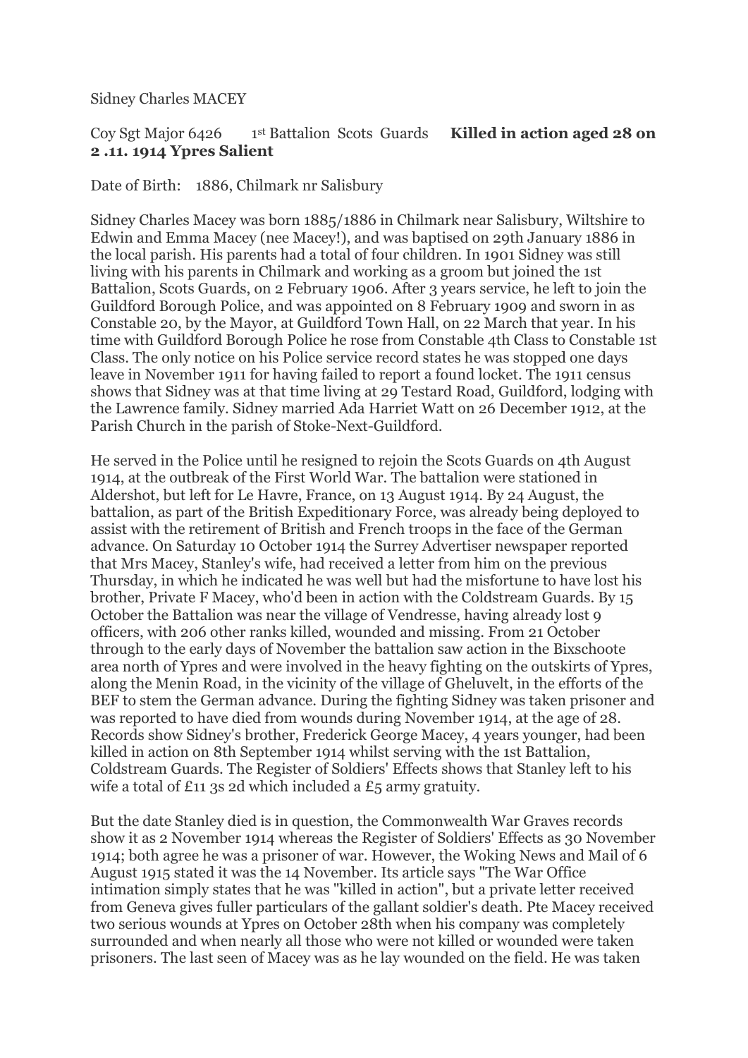Sidney Charles MACEY

Coy Sgt Major 6426   1st Battalion Scots Guards   **Killed in action aged 28 on 2 .11. 1914 Ypres Salient**

Date of Birth:   1886, Chilmark nr Salisbury

Sidney Charles Macey was born 1885/1886 in Chilmark near Salisbury, Wiltshire to Edwin and Emma Macey (nee Macey!), and was baptised on 29th January 1886 in the local parish. His parents had a total of four children. In 1901 Sidney was still living with his parents in Chilmark and working as a groom but joined the 1st Battalion, Scots Guards, on 2 February 1906. After 3 years service, he left to join the Guildford Borough Police, and was appointed on 8 February 1909 and sworn in as Constable 20, by the Mayor, at Guildford Town Hall, on 22 March that year. In his time with Guildford Borough Police he rose from Constable 4th Class to Constable 1st Class. The only notice on his Police service record states he was stopped one days leave in November 1911 for having failed to report a found locket. The 1911 census shows that Sidney was at that time living at 29 Testard Road, Guildford, lodging with the Lawrence family. Sidney married Ada Harriet Watt on 26 December 1912, at the Parish Church in the parish of Stoke-Next-Guildford.

He served in the Police until he resigned to rejoin the Scots Guards on 4th August 1914, at the outbreak of the First World War. The battalion were stationed in Aldershot, but left for Le Havre, France, on 13 August 1914. By 24 August, the battalion, as part of the British Expeditionary Force, was already being deployed to assist with the retirement of British and French troops in the face of the German advance. On Saturday 10 October 1914 the Surrey Advertiser newspaper reported that Mrs Macey, Stanley's wife, had received a letter from him on the previous Thursday, in which he indicated he was well but had the misfortune to have lost his brother, Private F Macey, who'd been in action with the Coldstream Guards. By 15 October the Battalion was near the village of Vendresse, having already lost 9 officers, with 206 other ranks killed, wounded and missing. From 21 October through to the early days of November the battalion saw action in the Bixschoote area north of Ypres and were involved in the heavy fighting on the outskirts of Ypres, along the Menin Road, in the vicinity of the village of Gheluvelt, in the efforts of the BEF to stem the German advance. During the fighting Sidney was taken prisoner and was reported to have died from wounds during November 1914, at the age of 28. Records show Sidney's brother, Frederick George Macey, 4 years younger, had been killed in action on 8th September 1914 whilst serving with the 1st Battalion, Coldstream Guards. The Register of Soldiers' Effects shows that Stanley left to his wife a total of £11 3s 2d which included a £5 army gratuity.

But the date Stanley died is in question, the Commonwealth War Graves records show it as 2 November 1914 whereas the Register of Soldiers' Effects as 30 November 1914; both agree he was a prisoner of war. However, the Woking News and Mail of 6 August 1915 stated it was the 14 November. Its article says "The War Office intimation simply states that he was "killed in action", but a private letter received from Geneva gives fuller particulars of the gallant soldier's death. Pte Macey received two serious wounds at Ypres on October 28th when his company was completely surrounded and when nearly all those who were not killed or wounded were taken prisoners. The last seen of Macey was as he lay wounded on the field. He was taken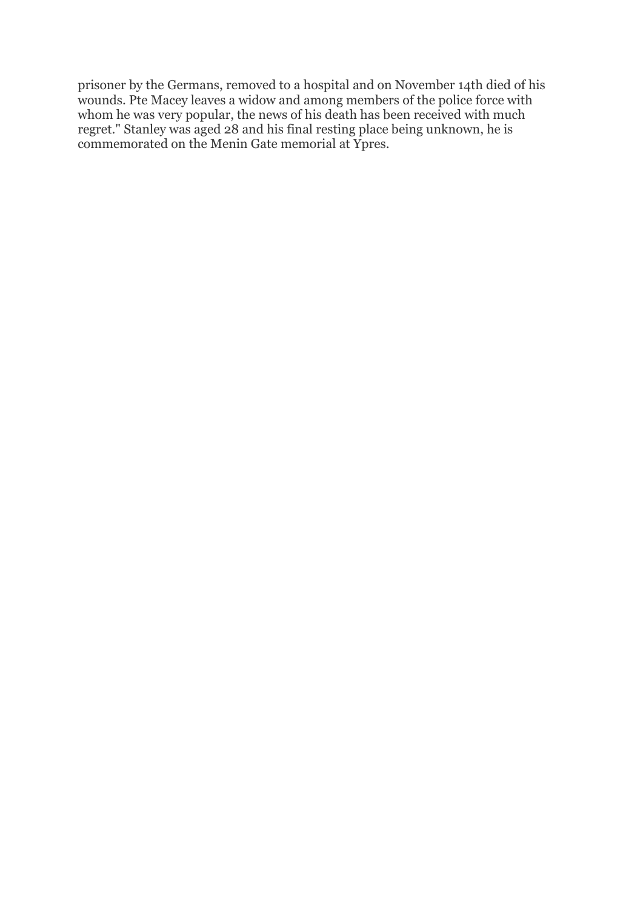prisoner by the Germans, removed to a hospital and on November 14th died of his wounds. Pte Macey leaves a widow and among members of the police force with whom he was very popular, the news of his death has been received with much regret." Stanley was aged 28 and his final resting place being unknown, he is commemorated on the Menin Gate memorial at Ypres.